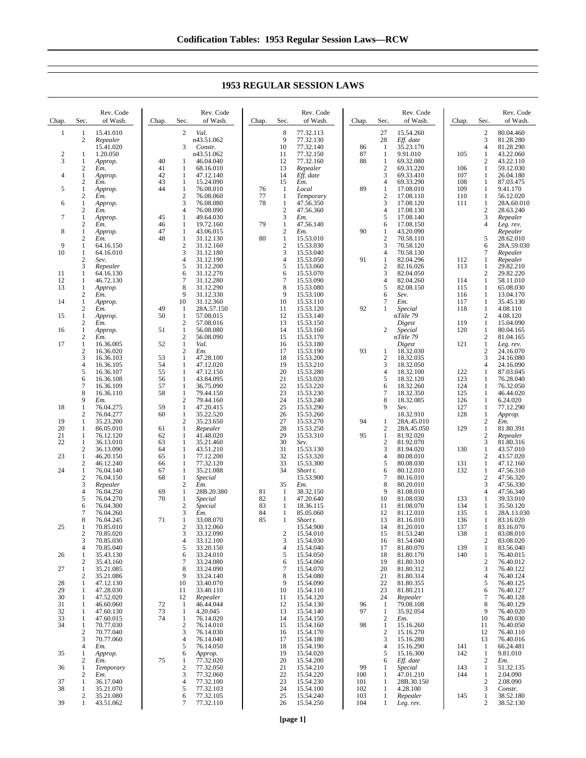# 1953 REGULAR SESSION LAWS

| Chap. | Sec. | Rev. Code of Wash. |
|---|---|---|
| 1 | 1 | 15.41.010 |
| | 2 | Repealer |
| | | 15.41.020 |
| 2 | 1 | 1.20.050 |
| 3 | 1 | Approp. |
| | 2 | Em. |
| 4 | 1 | Approp. |
| | 2 | Em. |
| 5 | 1 | Approp. |
| | 2 | Em. |
| 6 | 1 | Approp. |
| | 2 | Em. |
| 7 | 1 | Approp. |
| | 2 | Em. |
| 8 | 1 | Approp. |
| | 2 | Em. |
| 9 | 1 | 64.16.150 |
| 10 | 1 | 64.16.010 |
| | 2 | Sev. |
| | 3 | Repealer |
| 11 | 1 | 64.16.130 |
| 12 | 1 | 46.72.130 |
| 13 | 1 | Approp. |
| | 2 | Em. |
| 14 | 1 | Approp. |
| | 2 | Em. |
| 15 | 1 | Approp. |
| | 2 | Em. |
| 16 | 1 | Approp. |
| | 2 | Em. |
| 17 | 1 | 16.36.005 |
| | 2 | 16.36.020 |
| | 3 | 16.36.103 |
| | 4 | 16.36.105 |
| | 5 | 16.36.107 |
| | 6 | 16.36.108 |
| | 7 | 16.36.109 |
| | 8 | 16.36.110 |
| | 9 | Em. |
| 18 | 1 | 76.04.275 |
| | 2 | 76.04.277 |
| 19 | 1 | 35.23.200 |
| 20 | 1 | 86.05.010 |
| 21 | 1 | 76.12.120 |
| 22 | 1 | 36.13.010 |
| | 2 | 36.13.090 |
| 23 | 1 | 46.20.150 |
| | 2 | 46.12.240 |
| 24 | 1 | 76.04.140 |
| | 2 | 76.04.150 |
| | 3 | Repealer |
| | 4 | 76.04.250 |
| | 5 | 76.04.270 |
| | 6 | 76.04.300 |
| | 7 | 76.04.260 |
| | 8 | 76.04.245 |
| 25 | 1 | 70.85.010 |
| | 2 | 70.85.020 |
| | 3 | 70.85.030 |
| | 4 | 70.85.040 |
| 26 | 1 | 35.43.130 |
| | 2 | 35.43.160 |
| 27 | 1 | 35.21.085 |
| | 2 | 35.21.086 |
| 28 | 1 | 47.12.130 |
| 29 | 1 | 47.28.030 |
| 30 | 1 | 47.52.020 |
| 31 | 1 | 46.60.060 |
| 32 | 1 | 47.60.130 |
| 33 | 1 | 47.60.015 |
| 34 | 1 | 70.77.030 |
| | 2 | 70.77.040 |
| | 3 | 70.77.060 |
| | 4 | Em. |
| 35 | 1 | Approp. |
| | 2 | Em. |
| 36 | 1 | Temporary |
| | 2 | Em. |
| 37 | 1 | 36.17.040 |
| 38 | 1 | 35.21.070 |
| | 2 | 35.21.080 |
| 39 | 1 | 43.51.062 |
| | 2 | Val. |
| | | n43.51.062 |
| | 3 | Constr. |
| | | n43.51.062 |
| 40 | 1 | 46.04.040 |
| 41 | 1 | 68.16.010 |
| 42 | 1 | 47.12.140 |
| 43 | 1 | 15.24.090 |
| 44 | 1 | 76.08.010 |
| | 2 | 76.08.060 |
| | 3 | 76.08.080 |
| | 4 | 76.08.090 |
| 45 | 1 | 49.64.030 |
| 46 | 1 | 19.72.160 |
| 47 | 1 | 43.06.015 |
| 48 | 1 | 31.12.130 |
| | 2 | 31.12.160 |
| | 3 | 31.12.180 |
| | 4 | 31.12.190 |
| | 5 | 31.12.200 |
| | 6 | 31.12.270 |
| | 7 | 31.12.280 |
| | 8 | 31.12.290 |
| | 9 | 31.12.330 |
| | 10 | 31.12.360 |
| 49 | 1 | 28A.57.150 |
| 50 | 1 | 57.08.015 |
| | 2 | 57.08.016 |
| 51 | 1 | 56.08.080 |
| | 2 | 56.08.090 |
| 52 | 1 | Val. |
| | 2 | Em. |
| 53 | 1 | 47.28.100 |
| 54 | 1 | 47.12.020 |
| 55 | 1 | 47.12.150 |
| 56 | 1 | 43.84.095 |
| 57 | 1 | 36.75.090 |
| 58 | 1 | 79.44.150 |
| | 2 | 79.44.160 |
| 59 | 1 | 47.20.415 |
| 60 | 1 | 35.22.520 |
| | 2 | 35.23.650 |
| 61 | 1 | Repealer |
| 62 | 1 | 41.48.020 |
| 63 | 1 | 35.21.460 |
| 64 | 1 | 43.51.210 |
| 65 | 1 | 77.12.200 |
| 66 | 1 | 77.32.120 |
| 67 | 1 | 35.21.088 |
| 68 | 1 | Special |
| | 2 | Em. |
| 69 | 1 | 28B.20.380 |
| 70 | 1 | Special |
| | 2 | Special |
| | 3 | Em. |
| 71 | 1 | 33.08.070 |
| | 2 | 33.12.060 |
| | 3 | 33.12.090 |
| | 4 | 33.12.100 |
| | 5 | 33.20.150 |
| | 6 | 33.24.010 |
| | 7 | 33.24.080 |
| | 8 | 33.24.090 |
| | 9 | 33.24.140 |
| | 10 | 33.40.070 |
| | 11 | 33.40.110 |
| | 12 | Repealer |
| 72 | 1 | 46.44.044 |
| 73 | 1 | 4.20.045 |
| 74 | 1 | 76.14.020 |
| | 2 | 76.14.010 |
| | 3 | 76.14.030 |
| | 4 | 76.14.040 |
| | 5 | 76.14.050 |
| | 6 | Approp. |
| 75 | 1 | 77.32.020 |
| | 2 | 77.32.050 |
| | 3 | 77.32.060 |
| | 4 | 77.32.100 |
| | 5 | 77.32.103 |
| | 6 | 77.32.105 |
| | 7 | 77.32.110 |
| | 8 | 77.32.113 |
| | 9 | 77.32.130 |
| | 10 | 77.32.140 |
| | 11 | 77.32.150 |
| | 12 | 77.32.160 |
| | 13 | Repealer |
| | 14 | Eff. date |
| | 15 | Em. |
| 76 | 1 | Local |
| 77 | 1 | Temporary |
| 78 | 1 | 47.56.350 |
| | 2 | 47.56.360 |
| | 3 | Em. |
| 79 | 1 | 47.56.140 |
| | 2 | Em. |
| 80 | 1 | 15.53.010 |
| | 2 | 15.53.030 |
| | 3 | 15.53.040 |
| | 4 | 15.53.050 |
| | 5 | 15.53.060 |
| | 6 | 15.53.070 |
| | 7 | 15.53.090 |
| | 8 | 15.53.080 |
| | 9 | 15.53.100 |
| | 10 | 15.53.110 |
| | 11 | 15.53.120 |
| | 12 | 15.53.140 |
| | 13 | 15.53.150 |
| | 14 | 15.53.160 |
| | 15 | 15.53.170 |
| | 16 | 15.53.180 |
| | 17 | 15.53.190 |
| | 18 | 15.53.200 |
| | 19 | 15.53.210 |
| | 20 | 15.53.280 |
| | 21 | 15.53.020 |
| | 22 | 15.53.220 |
| | 23 | 15.53.230 |
| | 24 | 15.53.240 |
| | 25 | 15.53.290 |
| | 26 | 15.53.260 |
| | 27 | 15.53.270 |
| | 28 | 15.53.250 |
| | 29 | 15.53.310 |
| | 30 | Sev. |
| | 31 | 15.53.130 |
| | 32 | 15.53.320 |
| | 33 | 15.53.300 |
| | 34 | Short t. |
| | | 15.53.900 |
| | 35 | Em. |
| 81 | 1 | 38.32.150 |
| 82 | 1 | 47.20.640 |
| 83 | 1 | 18.36.115 |
| 84 | 1 | 85.05.060 |
| 85 | 1 | Short t. |
| | | 15.54.900 |
| | 2 | 15.54.010 |
| | 3 | 15.54.030 |
| | 4 | 15.54.040 |
| | 5 | 15.54.050 |
| | 6 | 15.54.060 |
| | 7 | 15.54.070 |
| | 8 | 15.54.080 |
| | 9 | 15.54.090 |
| | 10 | 15.54.110 |
| | 11 | 15.54.120 |
| | 12 | 15.54.130 |
| | 13 | 15.54.140 |
| | 14 | 15.54.150 |
| | 15 | 15.54.160 |
| | 16 | 15.54.170 |
| | 17 | 15.54.180 |
| | 18 | 15.54.190 |
| | 19 | 15.54.020 |
| | 20 | 15.54.200 |
| | 21 | 15.54.210 |
| | 22 | 15.54.220 |
| | 23 | 15.54.230 |
| | 24 | 15.54.100 |
| | 25 | 15.54.240 |
| | 26 | 15.54.250 |
| | 27 | 15.54.260 |
| | 28 | Eff. date |
| 86 | 1 | 35.23.170 |
| 87 | 1 | 9.91.010 |
| 88 | 1 | 69.32.080 |
| | 2 | 69.33.220 |
| | 3 | 69.33.410 |
| | 4 | 69.33.290 |
| 89 | 1 | 17.08.010 |
| | 2 | 17.08.110 |
| | 3 | 17.08.120 |
| | 4 | 17.08.130 |
| | 5 | 17.08.140 |
| | 6 | 17.08.150 |
| 90 | 1 | 43.20.090 |
| | 2 | 70.58.110 |
| | 3 | 70.58.120 |
| | 4 | 70.58.130 |
| 91 | 1 | 82.04.296 |
| | 2 | 82.16.026 |
| | 3 | 82.04.050 |
| | 4 | 82.04.260 |
| | 5 | 82.08.150 |
| | 6 | Sev. |
| | 7 | Em. |
| 92 | 1 | Special |
| | | nTitle 79 |
| | | Digest |
| | 2 | Special |
| | | nTitle 79 |
| | | Digest |
| 93 | 1 | 18.32.030 |
| | 2 | 18.32.035 |
| | 3 | 18.32.050 |
| | 4 | 18.32.100 |
| | 5 | 18.32.120 |
| | 6 | 18.32.260 |
| | 7 | 18.32.350 |
| | 8 | 18.32.085 |
| | 9 | Sev. |
| | | 18.32.910 |
| 94 | 1 | 28A.45.010 |
| | 2 | 28A.45.050 |
| 95 | 1 | 81.92.020 |
| | 2 | 81.92.070 |
| | 3 | 81.94.020 |
| | 4 | 80.08.010 |
| | 5 | 80.08.030 |
| | 6 | 80.12.010 |
| | 7 | 80.16.010 |
| | 8 | 80.20.010 |
| | 9 | 81.08.010 |
| | 10 | 81.08.030 |
| | 11 | 81.08.070 |
| | 12 | 81.12.010 |
| | 13 | 81.16.010 |
| | 14 | 81.20.010 |
| | 15 | 81.53.240 |
| | 16 | 81.54.040 |
| | 17 | 81.80.070 |
| | 18 | 81.80.170 |
| | 19 | 81.80.310 |
| | 20 | 81.80.312 |
| | 21 | 81.80.314 |
| | 22 | 81.80.355 |
| | 23 | 81.80.211 |
| | 24 | Repealer |
| 96 | 1 | 79.08.108 |
| 97 | 1 | 35.92.054 |
| | 2 | Em. |
| 98 | 1 | 15.16.260 |
| | 2 | 15.16.270 |
| | 3 | 15.16.280 |
| | 4 | 15.16.290 |
| | 5 | 15.16.300 |
| | 6 | Eff. date |
| 99 | 1 | Special |
| 100 | 1 | 47.01.210 |
| 101 | 1 | 28B.30.150 |
| 102 | 1 | 4.28.100 |
| 103 | 1 | Repealer |
| 104 | 1 | Leg. rev. |
| | 2 | 80.04.460 |
| | 3 | 81.28.280 |
| | 4 | 81.28.290 |
| 105 | 1 | 43.22.060 |
| | 2 | 43.22.110 |
| 106 | 1 | 59.12.030 |
| 107 | 1 | 26.04.180 |
| 108 | 1 | 87.03.475 |
| 109 | 1 | 9.41.170 |
| 110 | 1 | 56.12.020 |
| 111 | 1 | 28A.60.010 |
| | 2 | 28.63.240 |
| | 3 | Repealer |
| | 4 | Leg. rev. |
| | | Repealer |
| | 5 | 28.62.010 |
| | 6 | 28A.59.030 |
| | 7 | Repealer |
| 112 | 1 | Repealer |
| 113 | 1 | 29.82.210 |
| | 2 | 29.82.220 |
| 114 | 1 | 58.11.010 |
| 115 | 1 | 65.08.030 |
| 116 | 1 | 13.04.170 |
| 117 | 1 | 35.45.130 |
| 118 | 1 | 4.08.110 |
| | 2 | 4.08.120 |
| 119 | 1 | 15.04.090 |
| 120 | 1 | 80.04.165 |
| | 2 | 81.04.165 |
| 121 | 1 | Leg. rev. |
| | 2 | 24.16.070 |
| | 3 | 24.16.080 |
| | 4 | 24.16.090 |
| 122 | 1 | 87.03.045 |
| 123 | 1 | 76.28.040 |
| 124 | 1 | 76.32.050 |
| 125 | 1 | 46.44.020 |
| 126 | 1 | 6.24.020 |
| 127 | 1 | 77.12.290 |
| 128 | 1 | Approp. |
| | 2 | Em. |
| 129 | 1 | 81.80.391 |
| | 2 | Repealer |
| | 3 | 81.80.316 |
| 130 | 1 | 43.57.010 |
| | 2 | 43.57.020 |
| 131 | 1 | 47.12.160 |
| 132 | 1 | 47.56.310 |
| | 2 | 47.56.320 |
| | 3 | 47.56.330 |
| | 4 | 47.56.340 |
| 133 | 1 | 39.33.010 |
| 134 | 1 | 35.50.120 |
| 135 | 1 | 28A.13.030 |
| 136 | 1 | 83.16.020 |
| 137 | 1 | 83.16.070 |
| 138 | 1 | 83.08.010 |
| | 2 | 83.08.020 |
| 139 | 1 | 83.56.040 |
| 140 | 1 | 76.40.015 |
| | 2 | 76.40.012 |
| | 3 | 76.40.122 |
| | 4 | 76.40.124 |
| | 5 | 76.40.125 |
| | 6 | 76.40.127 |
| | 7 | 76.40.128 |
| | 8 | 76.40.129 |
| | 9 | 76.40.020 |
| | 10 | 76.40.030 |
| | 11 | 76.40.050 |
| | 12 | 76.40.110 |
| | 13 | 76.40.016 |
| 141 | 1 | 66.24.481 |
| 142 | 1 | 9.81.010 |
| | 2 | Em. |
| 143 | 1 | 51.32.135 |
| 144 | 1 | 2.04.090 |
| | 2 | 2.08.090 |
| | 3 | Constr. |
| 145 | 1 | 38.52.180 |
| | 2 | 38.52.130 |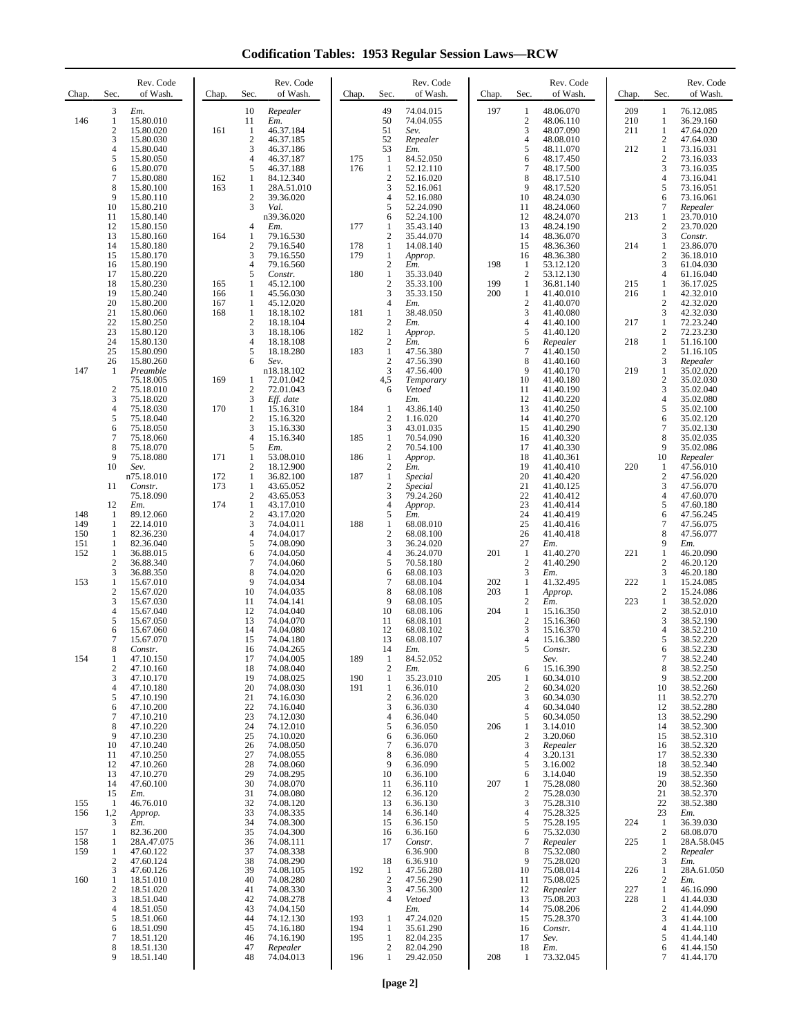# Codification Tables: 1953 Regular Session Laws—RCW

| Chap. | Sec. | Rev. Code of Wash. |
|---|---|---|
| | 3 | *Em.* |
| 146 | 1 | 15.80.010 |
| | 2 | 15.80.020 |
| | 3 | 15.80.030 |
| | 4 | 15.80.040 |
| | 5 | 15.80.050 |
| | 6 | 15.80.070 |
| | 7 | 15.80.080 |
| | 8 | 15.80.100 |
| | 9 | 15.80.110 |
| | 10 | 15.80.210 |
| | 11 | 15.80.140 |
| | 12 | 15.80.150 |
| | 13 | 15.80.160 |
| | 14 | 15.80.180 |
| | 15 | 15.80.170 |
| | 16 | 15.80.190 |
| | 17 | 15.80.220 |
| | 18 | 15.80.230 |
| | 19 | 15.80.240 |
| | 20 | 15.80.200 |
| | 21 | 15.80.060 |
| | 22 | 15.80.250 |
| | 23 | 15.80.120 |
| | 24 | 15.80.130 |
| | 25 | 15.80.090 |
| | 26 | 15.80.260 |
| 147 | 1 | *Preamble* 75.18.005 |
| | 2 | 75.18.010 |
| | 3 | 75.18.020 |
| | 4 | 75.18.030 |
| | 5 | 75.18.040 |
| | 6 | 75.18.050 |
| | 7 | 75.18.060 |
| | 8 | 75.18.070 |
| | 9 | 75.18.080 |
| | 10 | *Sev.* n75.18.010 |
| | 11 | *Constr.* 75.18.090 |
| | 12 | *Em.* |
| 148 | 1 | 89.12.060 |
| 149 | 1 | 22.14.010 |
| 150 | 1 | 82.36.230 |
| 151 | 1 | 82.36.040 |
| 152 | 1 | 36.88.015 |
| | 2 | 36.88.340 |
| | 3 | 36.88.350 |
| 153 | 1 | 15.67.010 |
| | 2 | 15.67.020 |
| | 3 | 15.67.030 |
| | 4 | 15.67.040 |
| | 5 | 15.67.050 |
| | 6 | 15.67.060 |
| | 7 | 15.67.070 |
| | 8 | *Constr.* |
| 154 | 1 | 47.10.150 |
| | 2 | 47.10.160 |
| | 3 | 47.10.170 |
| | 4 | 47.10.180 |
| | 5 | 47.10.190 |
| | 6 | 47.10.200 |
| | 7 | 47.10.210 |
| | 8 | 47.10.220 |
| | 9 | 47.10.230 |
| | 10 | 47.10.240 |
| | 11 | 47.10.250 |
| | 12 | 47.10.260 |
| | 13 | 47.10.270 |
| | 14 | 47.60.100 |
| | 15 | *Em.* |
| 155 | 1 | 46.76.010 |
| 156 | 1,2 | *Approp.* |
| | 3 | *Em.* |
| 157 | 1 | 82.36.200 |
| 158 | 1 | 28A.47.075 |
| 159 | 1 | 47.60.122 |
| | 2 | 47.60.124 |
| | 3 | 47.60.126 |
| 160 | 1 | 18.51.010 |
| | 2 | 18.51.020 |
| | 3 | 18.51.040 |
| | 4 | 18.51.050 |
| | 5 | 18.51.060 |
| | 6 | 18.51.090 |
| | 7 | 18.51.120 |
| | 8 | 18.51.130 |
| | 9 | 18.51.140 |
| | 10 | *Repealer* |
| | 11 | *Em.* |
| 161 | 1 | 46.37.184 |
| | 2 | 46.37.185 |
| | 3 | 46.37.186 |
| | 4 | 46.37.187 |
| | 5 | 46.37.188 |
| 162 | 1 | 84.12.340 |
| 163 | 1 | 28A.51.010 |
| | 2 | 39.36.020 |
| | 3 | *Val.* n39.36.020 |
| | 4 | *Em.* |
| 164 | 1 | 79.16.530 |
| | 2 | 79.16.540 |
| | 3 | 79.16.550 |
| | 4 | 79.16.560 |
| | 5 | *Constr.* |
| 165 | 1 | 45.12.100 |
| 166 | 1 | 45.56.030 |
| 167 | 1 | 45.12.020 |
| 168 | 1 | 18.18.102 |
| | 2 | 18.18.104 |
| | 3 | 18.18.106 |
| | 4 | 18.18.108 |
| | 5 | 18.18.280 |
| | 6 | *Sev.* n18.18.102 |
| 169 | 1 | 72.01.042 |
| | 2 | 72.01.043 |
| | 3 | *Eff. date* |
| 170 | 1 | 15.16.310 |
| | 2 | 15.16.320 |
| | 3 | 15.16.330 |
| | 4 | 15.16.340 |
| | 5 | *Em.* |
| 171 | 1 | 53.08.010 |
| | 2 | 18.12.900 |
| 172 | 1 | 36.82.100 |
| 173 | 1 | 43.65.052 |
| | 2 | 43.65.053 |
| 174 | 1 | 43.17.010 |
| | 2 | 43.17.020 |
| | 3 | 74.04.011 |
| | 4 | 74.04.017 |
| | 5 | 74.08.090 |
| | 6 | 74.04.050 |
| | 7 | 74.04.060 |
| | 8 | 74.04.020 |
| | 9 | 74.04.034 |
| | 10 | 74.04.035 |
| | 11 | 74.04.141 |
| | 12 | 74.04.040 |
| | 13 | 74.04.070 |
| | 14 | 74.04.080 |
| | 15 | 74.04.180 |
| | 16 | 74.04.265 |
| | 17 | 74.04.005 |
| | 18 | 74.08.040 |
| | 19 | 74.08.025 |
| | 20 | 74.08.030 |
| | 21 | 74.16.030 |
| | 22 | 74.16.040 |
| | 23 | 74.12.030 |
| | 24 | 74.12.010 |
| | 25 | 74.10.020 |
| | 26 | 74.08.050 |
| | 27 | 74.08.055 |
| | 28 | 74.08.060 |
| | 29 | 74.08.295 |
| | 30 | 74.08.070 |
| | 31 | 74.08.080 |
| | 32 | 74.08.120 |
| | 33 | 74.08.335 |
| | 34 | 74.08.300 |
| | 35 | 74.04.300 |
| | 36 | 74.08.111 |
| | 37 | 74.08.338 |
| | 38 | 74.08.290 |
| | 39 | 74.08.105 |
| | 40 | 74.08.280 |
| | 41 | 74.08.330 |
| | 42 | 74.08.278 |
| | 43 | 74.04.150 |
| | 44 | 74.12.130 |
| | 45 | 74.16.180 |
| | 46 | 74.16.190 |
| | 47 | *Repealer* |
| | 48 | 74.04.013 |
| | 49 | 74.04.015 |
| | 50 | 74.04.055 |
| | 51 | *Sev.* |
| | 52 | *Repealer* |
| | 53 | *Em.* |
| 175 | 1 | 84.52.050 |
| 176 | 1 | 52.12.110 |
| | 2 | 52.16.020 |
| | 3 | 52.16.061 |
| | 4 | 52.16.080 |
| | 5 | 52.24.090 |
| | 6 | 52.24.100 |
| 177 | 1 | 35.43.140 |
| | 2 | 35.44.070 |
| 178 | 1 | 14.08.140 |
| 179 | 1 | *Approp.* |
| | 2 | *Em.* |
| 180 | 1 | 35.33.040 |
| | 2 | 35.33.100 |
| | 3 | 35.33.150 |
| | 4 | *Em.* |
| 181 | 1 | 38.48.050 |
| | 2 | *Em.* |
| 182 | 1 | *Approp.* |
| | 2 | *Em.* |
| 183 | 1 | 47.56.380 |
| | 2 | 47.56.390 |
| | 3 | 47.56.400 |
| | 4,5 | *Temporary* |
| | 6 | *Vetoed* *Em.* |
| 184 | 1 | 43.86.140 |
| | 2 | 1.16.020 |
| | 3 | 43.01.035 |
| 185 | 1 | 70.54.090 |
| | 2 | 70.54.100 |
| 186 | 1 | *Approp.* |
| | 2 | *Em.* |
| 187 | 1 | *Special* |
| | 2 | *Special* |
| | 3 | 79.24.260 |
| | 4 | *Approp.* |
| | 5 | *Em.* |
| 188 | 1 | 68.08.010 |
| | 2 | 68.08.100 |
| | 3 | 36.24.020 |
| | 4 | 36.24.070 |
| | 5 | 70.58.180 |
| | 6 | 68.08.103 |
| | 7 | 68.08.104 |
| | 8 | 68.08.108 |
| | 9 | 68.08.105 |
| | 10 | 68.08.106 |
| | 11 | 68.08.101 |
| | 12 | 68.08.102 |
| | 13 | 68.08.107 |
| | 14 | *Em.* |
| 189 | 1 | 84.52.052 |
| | 2 | *Em.* |
| 190 | 1 | 35.23.010 |
| 191 | 1 | 6.36.010 |
| | 2 | 6.36.020 |
| | 3 | 6.36.030 |
| | 4 | 6.36.040 |
| | 5 | 6.36.050 |
| | 6 | 6.36.060 |
| | 7 | 6.36.070 |
| | 8 | 6.36.080 |
| | 9 | 6.36.090 |
| | 10 | 6.36.100 |
| | 11 | 6.36.110 |
| | 12 | 6.36.120 |
| | 13 | 6.36.130 |
| | 14 | 6.36.140 |
| | 15 | 6.36.150 |
| | 16 | 6.36.160 |
| | 17 | *Constr.* 6.36.900 |
| | 18 | 6.36.910 |
| 192 | 1 | 47.56.280 |
| | 2 | 47.56.290 |
| | 3 | 47.56.300 |
| | 4 | *Vetoed* *Em.* |
| 193 | 1 | 47.24.020 |
| 194 | 1 | 35.61.290 |
| 195 | 1 | 82.04.235 |
| | 2 | 82.04.290 |
| 196 | 1 | 29.42.050 |
| 197 | 1 | 48.06.070 |
| | 2 | 48.06.110 |
| | 3 | 48.07.090 |
| | 4 | 48.08.010 |
| | 5 | 48.11.070 |
| | 6 | 48.17.450 |
| | 7 | 48.17.500 |
| | 8 | 48.17.510 |
| | 9 | 48.17.520 |
| | 10 | 48.24.030 |
| | 11 | 48.24.060 |
| | 12 | 48.24.070 |
| | 13 | 48.24.190 |
| | 14 | 48.36.070 |
| | 15 | 48.36.360 |
| | 16 | 48.36.380 |
| 198 | 1 | 53.12.120 |
| | 2 | 53.12.130 |
| 199 | 1 | 36.81.140 |
| 200 | 1 | 41.40.010 |
| | 2 | 41.40.070 |
| | 3 | 41.40.080 |
| | 4 | 41.40.100 |
| | 5 | 41.40.120 |
| | 6 | *Repealer* |
| | 7 | 41.40.150 |
| | 8 | 41.40.160 |
| | 9 | 41.40.170 |
| | 10 | 41.40.180 |
| | 11 | 41.40.190 |
| | 12 | 41.40.220 |
| | 13 | 41.40.250 |
| | 14 | 41.40.270 |
| | 15 | 41.40.290 |
| | 16 | 41.40.320 |
| | 17 | 41.40.330 |
| | 18 | 41.40.361 |
| | 19 | 41.40.410 |
| | 20 | 41.40.420 |
| | 21 | 41.40.125 |
| | 22 | 41.40.412 |
| | 23 | 41.40.414 |
| | 24 | 41.40.419 |
| | 25 | 41.40.416 |
| | 26 | 41.40.418 |
| | 27 | *Em.* |
| 201 | 1 | 41.40.270 |
| | 2 | 41.40.290 |
| | 3 | *Em.* |
| 202 | 1 | 41.32.495 |
| 203 | 1 | *Approp.* |
| | 2 | *Em.* |
| 204 | 1 | 15.16.350 |
| | 2 | 15.16.360 |
| | 3 | 15.16.370 |
| | 4 | 15.16.380 |
| | 5 | *Constr.* *Sev.* |
| | 6 | 15.16.390 |
| 205 | 1 | 60.34.010 |
| | 2 | 60.34.020 |
| | 3 | 60.34.030 |
| | 4 | 60.34.040 |
| | 5 | 60.34.050 |
| 206 | 1 | 3.14.010 |
| | 2 | 3.20.060 |
| | 3 | *Repealer* |
| | 4 | 3.20.131 |
| | 5 | 3.16.002 |
| | 6 | 3.14.040 |
| 207 | 1 | 75.28.080 |
| | 2 | 75.28.030 |
| | 3 | 75.28.310 |
| | 4 | 75.28.325 |
| | 5 | 75.28.195 |
| | 6 | 75.32.030 |
| | 7 | *Repealer* |
| | 8 | 75.32.080 |
| | 9 | 75.28.020 |
| | 10 | 75.08.014 |
| | 11 | 75.08.025 |
| | 12 | *Repealer* |
| | 13 | 75.08.203 |
| | 14 | 75.08.206 |
| | 15 | 75.28.370 |
| | 16 | *Constr.* |
| | 17 | *Sev.* |
| | 18 | *Em.* |
| 208 | 1 | 73.32.045 |
| 209 | 1 | 76.12.085 |
| 210 | 1 | 36.29.160 |
| 211 | 1 | 47.64.020 |
| | 2 | 47.64.030 |
| 212 | 1 | 73.16.031 |
| | 2 | 73.16.033 |
| | 3 | 73.16.035 |
| | 4 | 73.16.041 |
| | 5 | 73.16.051 |
| | 6 | 73.16.061 |
| | 7 | *Repealer* |
| 213 | 1 | 23.70.010 |
| | 2 | 23.70.020 |
| | 3 | *Constr.* |
| 214 | 1 | 23.86.070 |
| | 2 | 36.18.010 |
| | 3 | 61.04.030 |
| | 4 | 61.16.040 |
| 215 | 1 | 36.17.025 |
| 216 | 1 | 42.32.010 |
| | 2 | 42.32.020 |
| | 3 | 42.32.030 |
| 217 | 1 | 72.23.240 |
| | 2 | 72.23.230 |
| 218 | 1 | 51.16.100 |
| | 2 | 51.16.105 |
| | 3 | *Repealer* |
| 219 | 1 | 35.02.020 |
| | 2 | 35.02.030 |
| | 3 | 35.02.040 |
| | 4 | 35.02.080 |
| | 5 | 35.02.100 |
| | 6 | 35.02.120 |
| | 7 | 35.02.130 |
| | 8 | 35.02.035 |
| | 9 | 35.02.086 |
| | 10 | *Repealer* |
| 220 | 1 | 47.56.010 |
| | 2 | 47.56.020 |
| | 3 | 47.56.070 |
| | 4 | 47.60.070 |
| | 5 | 47.60.180 |
| | 6 | 47.56.245 |
| | 7 | 47.56.075 |
| | 8 | 47.56.077 |
| | 9 | *Em.* |
| 221 | 1 | 46.20.090 |
| | 2 | 46.20.120 |
| | 3 | 46.20.180 |
| 222 | 1 | 15.24.085 |
| | 2 | 15.24.086 |
| 223 | 1 | 38.52.020 |
| | 2 | 38.52.010 |
| | 3 | 38.52.190 |
| | 4 | 38.52.210 |
| | 5 | 38.52.220 |
| | 6 | 38.52.230 |
| | 7 | 38.52.240 |
| | 8 | 38.52.250 |
| | 9 | 38.52.200 |
| | 10 | 38.52.260 |
| | 11 | 38.52.270 |
| | 12 | 38.52.280 |
| | 13 | 38.52.290 |
| | 14 | 38.52.300 |
| | 15 | 38.52.310 |
| | 16 | 38.52.320 |
| | 17 | 38.52.330 |
| | 18 | 38.52.340 |
| | 19 | 38.52.350 |
| | 20 | 38.52.360 |
| | 21 | 38.52.370 |
| | 22 | 38.52.380 |
| | 23 | *Em.* |
| 224 | 1 | 36.39.030 |
| | 2 | 68.08.070 |
| 225 | 1 | 28A.58.045 |
| | 2 | *Repealer* |
| | 3 | *Em.* |
| 226 | 1 | 28A.61.050 |
| | 2 | *Em.* |
| 227 | 1 | 46.16.090 |
| 228 | 1 | 41.44.030 |
| | 2 | 41.44.090 |
| | 3 | 41.44.100 |
| | 4 | 41.44.110 |
| | 5 | 41.44.140 |
| | 6 | 41.44.150 |
| | 7 | 41.44.170 |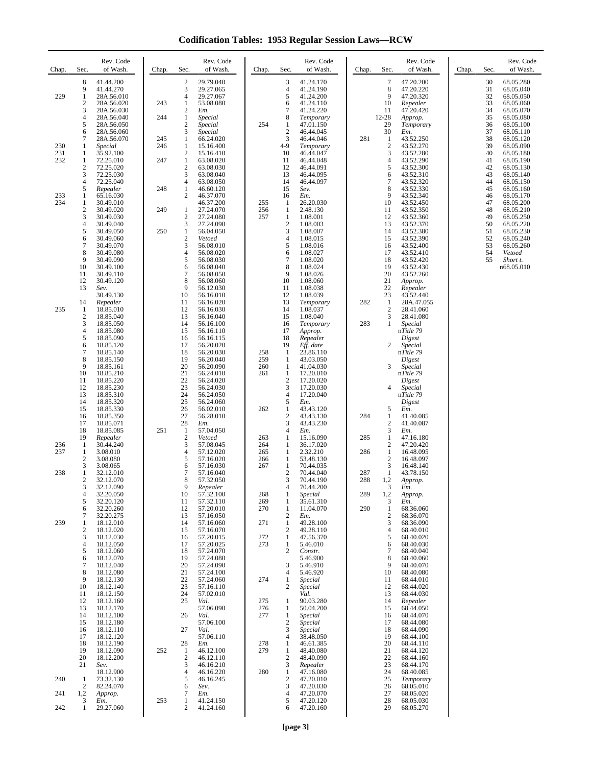# Codification Tables: 1953 Regular Session Laws—RCW

| Chap. | Sec. | Rev. Code of Wash. |
|---|---|---|
| | 8 | 41.44.200 |
| | 9 | 41.44.270 |
| 229 | 1 | 28A.56.010 |
| | 2 | 28A.56.020 |
| | 3 | 28A.56.030 |
| | 4 | 28A.56.040 |
| | 5 | 28A.56.050 |
| | 6 | 28A.56.060 |
| | 7 | 28A.56.070 |
| 230 | 1 | *Special* |
| 231 | 1 | 35.92.100 |
| 232 | 1 | 72.25.010 |
| | 2 | 72.25.020 |
| | 3 | 72.25.030 |
| | 4 | 72.25.040 |
| | 5 | *Repealer* |
| 233 | 1 | 65.16.030 |
| 234 | 1 | 30.49.010 |
| | 2 | 30.49.020 |
| | 3 | 30.49.030 |
| | 4 | 30.49.040 |
| | 5 | 30.49.050 |
| | 6 | 30.49.060 |
| | 7 | 30.49.070 |
| | 8 | 30.49.080 |
| | 9 | 30.49.090 |
| | 10 | 30.49.100 |
| | 11 | 30.49.110 |
| | 12 | 30.49.120 |
| | 13 | *Sev.* |
| | | 30.49.130 |
| | 14 | *Repealer* |
| 235 | 1 | 18.85.010 |
| | 2 | 18.85.040 |
| | 3 | 18.85.050 |
| | 4 | 18.85.080 |
| | 5 | 18.85.090 |
| | 6 | 18.85.120 |
| | 7 | 18.85.140 |
| | 8 | 18.85.150 |
| | 9 | 18.85.161 |
| | 10 | 18.85.210 |
| | 11 | 18.85.220 |
| | 12 | 18.85.230 |
| | 13 | 18.85.310 |
| | 14 | 18.85.320 |
| | 15 | 18.85.330 |
| | 16 | 18.85.350 |
| | 17 | 18.85.071 |
| | 18 | 18.85.085 |
| | 19 | *Repealer* |
| 236 | 1 | 30.44.240 |
| 237 | 1 | 3.08.010 |
| | 2 | 3.08.080 |
| | 3 | 3.08.065 |
| 238 | 1 | 32.12.010 |
| | 2 | 32.12.070 |
| | 3 | 32.12.090 |
| | 4 | 32.20.050 |
| | 5 | 32.20.120 |
| | 6 | 32.20.260 |
| | 7 | 32.20.275 |
| 239 | 1 | 18.12.010 |
| | 2 | 18.12.020 |
| | 3 | 18.12.030 |
| | 4 | 18.12.050 |
| | 5 | 18.12.060 |
| | 6 | 18.12.070 |
| | 7 | 18.12.040 |
| | 8 | 18.12.080 |
| | 9 | 18.12.130 |
| | 10 | 18.12.140 |
| | 11 | 18.12.150 |
| | 12 | 18.12.160 |
| | 13 | 18.12.170 |
| | 14 | 18.12.100 |
| | 15 | 18.12.180 |
| | 16 | 18.12.110 |
| | 17 | 18.12.120 |
| | 18 | 18.12.190 |
| | 19 | 18.12.090 |
| | 20 | 18.12.200 |
| | 21 | *Sev.* |
| | | 18.12.900 |
| 240 | 1 | 73.32.130 |
| | 2 | 82.24.070 |
| 241 | 1,2 | *Approp.* |
| | 3 | *Em.* |
| 242 | 1 | 29.27.060 |
| | 2 | 29.79.040 |
| | 3 | 29.27.065 |
| | 4 | 29.27.067 |
| 243 | 1 | 53.08.080 |
| | 2 | *Em.* |
| 244 | 1 | *Special* |
| | 2 | *Special* |
| | 3 | *Special* |
| 245 | 1 | 66.24.020 |
| 246 | 1 | 15.16.400 |
| | 2 | 15.16.410 |
| 247 | 1 | 63.08.020 |
| | 2 | 63.08.030 |
| | 3 | 63.08.040 |
| | 4 | 63.08.050 |
| 248 | 1 | 46.60.120 |
| | 2 | 46.37.070 |
| | | 46.37.200 |
| 249 | 1 | 27.24.070 |
| | 2 | 27.24.080 |
| | 3 | 27.24.090 |
| 250 | 1 | 56.04.050 |
| | 2 | *Vetoed* |
| | 3 | 56.08.010 |
| | 4 | 56.08.020 |
| | 5 | 56.08.030 |
| | 6 | 56.08.040 |
| | 7 | 56.08.050 |
| | 8 | 56.08.060 |
| | 9 | 56.12.030 |
| | 10 | 56.16.010 |
| | 11 | 56.16.020 |
| | 12 | 56.16.030 |
| | 13 | 56.16.040 |
| | 14 | 56.16.100 |
| | 15 | 56.16.110 |
| | 16 | 56.16.115 |
| | 17 | 56.20.020 |
| | 18 | 56.20.030 |
| | 19 | 56.20.040 |
| | 20 | 56.20.090 |
| | 21 | 56.24.010 |
| | 22 | 56.24.020 |
| | 23 | 56.24.030 |
| | 24 | 56.24.050 |
| | 25 | 56.24.060 |
| | 26 | 56.02.010 |
| | 27 | 56.28.010 |
| | 28 | *Em.* |
| 251 | 1 | 57.04.050 |
| | 2 | *Vetoed* |
| | 3 | 57.08.045 |
| | 4 | 57.12.020 |
| | 5 | 57.16.020 |
| | 6 | 57.16.030 |
| | 7 | 57.16.040 |
| | 8 | 57.32.050 |
| | 9 | *Repealer* |
| | 10 | 57.32.100 |
| | 11 | 57.32.110 |
| | 12 | 57.20.010 |
| | 13 | 57.16.050 |
| | 14 | 57.16.060 |
| | 15 | 57.16.070 |
| | 16 | 57.20.015 |
| | 17 | 57.20.025 |
| | 18 | 57.24.070 |
| | 19 | 57.24.080 |
| | 20 | 57.24.090 |
| | 21 | 57.24.100 |
| | 22 | 57.24.060 |
| | 23 | 57.16.110 |
| | 24 | 57.02.010 |
| | 25 | *Val.* |
| | | 57.06.090 |
| | 26 | *Val.* |
| | | 57.06.100 |
| | 27 | *Val.* |
| | | 57.06.110 |
| | 28 | *Em.* |
| 252 | 1 | 46.12.100 |
| | 2 | 46.12.110 |
| | 3 | 46.16.210 |
| | 4 | 46.16.220 |
| | 5 | 46.16.245 |
| | 6 | *Sev.* |
| | 7 | *Em.* |
| 253 | 1 | 41.24.150 |
| | 2 | 41.24.160 |
| | 3 | 41.24.170 |
| | 4 | 41.24.190 |
| | 5 | 41.24.200 |
| | 6 | 41.24.110 |
| | 7 | 41.24.220 |
| | 8 | *Temporary* |
| 254 | 1 | 47.01.150 |
| | 2 | 46.44.045 |
| | 3 | 46.44.046 |
| | 4-9 | *Temporary* |
| | 10 | 46.44.047 |
| | 11 | 46.44.048 |
| | 12 | 46.44.091 |
| | 13 | 46.44.095 |
| | 14 | 46.44.097 |
| | 15 | *Sev.* |
| | 16 | *Em.* |
| 255 | 1 | 26.20.030 |
| 256 | 1 | 2.48.130 |
| 257 | 1 | 1.08.001 |
| | 2 | 1.08.003 |
| | 3 | 1.08.007 |
| | 4 | 1.08.015 |
| | 5 | 1.08.016 |
| | 6 | 1.08.027 |
| | 7 | 1.08.020 |
| | 8 | 1.08.024 |
| | 9 | 1.08.026 |
| | 10 | 1.08.060 |
| | 11 | 1.08.038 |
| | 12 | 1.08.039 |
| | 13 | *Temporary* |
| | 14 | 1.08.037 |
| | 15 | 1.08.040 |
| | 16 | *Temporary* |
| | 17 | *Approp.* |
| | 18 | *Repealer* |
| | 19 | *Eff. date* |
| 258 | 1 | 23.86.110 |
| 259 | 1 | 43.03.050 |
| 260 | 1 | 41.04.030 |
| 261 | 1 | 17.20.010 |
| | 2 | 17.20.020 |
| | 3 | 17.20.030 |
| | 4 | 17.20.040 |
| | 5 | *Em.* |
| 262 | 1 | 43.43.120 |
| | 2 | 43.43.130 |
| | 3 | 43.43.230 |
| | 4 | *Em.* |
| 263 | 1 | 15.16.090 |
| 264 | 1 | 36.17.020 |
| 265 | 1 | 2.32.210 |
| 266 | 1 | 53.48.130 |
| 267 | 1 | 70.44.035 |
| | 2 | 70.44.040 |
| | 3 | 70.44.190 |
| | 4 | 70.44.200 |
| 268 | 1 | *Special* |
| 269 | 1 | 35.61.310 |
| 270 | 1 | 11.04.070 |
| | 2 | *Em.* |
| 271 | 1 | 49.28.100 |
| | 2 | 49.28.110 |
| 272 | 1 | 47.56.370 |
| 273 | 1 | 5.46.010 |
| | 2 | *Constr.* |
| | | 5.46.900 |
| | 3 | 5.46.910 |
| | 4 | 5.46.920 |
| 274 | 1 | *Special* |
| | 2 | *Special* |
| | | *Val.* |
| 275 | 1 | 90.03.280 |
| 276 | 1 | 50.04.200 |
| 277 | 1 | *Special* |
| | 2 | *Special* |
| | 3 | *Special* |
| | 4 | 38.48.050 |
| 278 | 1 | 46.61.385 |
| 279 | 1 | 48.40.080 |
| | 2 | 48.40.090 |
| | 3 | *Repealer* |
| 280 | 1 | 47.16.080 |
| | 2 | 47.20.010 |
| | 3 | 47.20.030 |
| | 4 | 47.20.070 |
| | 5 | 47.20.120 |
| | 6 | 47.20.160 |
| | 7 | 47.20.200 |
| | 8 | 47.20.220 |
| | 9 | 47.20.320 |
| | 10 | *Repealer* |
| | 11 | 47.20.420 |
| | 12-28 | *Approp.* |
| | 29 | *Temporary* |
| | 30 | *Em.* |
| 281 | 1 | 43.52.250 |
| | 2 | 43.52.270 |
| | 3 | 43.52.280 |
| | 4 | 43.52.290 |
| | 5 | 43.52.300 |
| | 6 | 43.52.310 |
| | 7 | 43.52.320 |
| | 8 | 43.52.330 |
| | 9 | 43.52.340 |
| | 10 | 43.52.450 |
| | 11 | 43.52.350 |
| | 12 | 43.52.360 |
| | 13 | 43.52.370 |
| | 14 | 43.52.380 |
| | 15 | 43.52.390 |
| | 16 | 43.52.400 |
| | 17 | 43.52.410 |
| | 18 | 43.52.420 |
| | 19 | 43.52.430 |
| | 20 | 43.52.260 |
| | 21 | *Approp.* |
| | 22 | *Repealer* |
| | 23 | 43.52.440 |
| 282 | 1 | 28A.47.055 |
| | 2 | 28.41.060 |
| | 3 | 28.41.080 |
| 283 | 1 | *Special* |
| | | n*Title 79* |
| | | *Digest* |
| | 2 | *Special* |
| | | n*Title 79* |
| | | *Digest* |
| | 3 | *Special* |
| | | n*Title 79* |
| | | *Digest* |
| | 4 | *Special* |
| | | n*Title 79* |
| | | *Digest* |
| | 5 | *Em.* |
| 284 | 1 | 41.40.085 |
| | 2 | 41.40.087 |
| | 3 | *Em.* |
| 285 | 1 | 47.16.180 |
| | 2 | 47.20.420 |
| 286 | 1 | 16.48.095 |
| | 2 | 16.48.097 |
| | 3 | 16.48.140 |
| 287 | 1 | 43.78.150 |
| 288 | 1,2 | *Approp.* |
| | 3 | *Em.* |
| 289 | 1,2 | *Approp.* |
| | 3 | *Em.* |
| 290 | 1 | 68.36.060 |
| | 2 | 68.36.070 |
| | 3 | 68.36.090 |
| | 4 | 68.40.010 |
| | 5 | 68.40.020 |
| | 6 | 68.40.030 |
| | 7 | 68.40.040 |
| | 8 | 68.40.060 |
| | 9 | 68.40.070 |
| | 10 | 68.40.080 |
| | 11 | 68.44.010 |
| | 12 | 68.44.020 |
| | 13 | 68.44.030 |
| | 14 | *Repealer* |
| | 15 | 68.44.050 |
| | 16 | 68.44.070 |
| | 17 | 68.44.080 |
| | 18 | 68.44.090 |
| | 19 | 68.44.100 |
| | 20 | 68.44.110 |
| | 21 | 68.44.120 |
| | 22 | 68.44.160 |
| | 23 | 68.44.170 |
| | 24 | 68.40.085 |
| | 25 | *Temporary* |
| | 26 | 68.05.010 |
| | 27 | 68.05.020 |
| | 28 | 68.05.030 |
| | 29 | 68.05.270 |
| | 30 | 68.05.280 |
| | 31 | 68.05.040 |
| | 32 | 68.05.050 |
| | 33 | 68.05.060 |
| | 34 | 68.05.070 |
| | 35 | 68.05.080 |
| | 36 | 68.05.100 |
| | 37 | 68.05.110 |
| | 38 | 68.05.120 |
| | 39 | 68.05.090 |
| | 40 | 68.05.180 |
| | 41 | 68.05.190 |
| | 42 | 68.05.130 |
| | 43 | 68.05.140 |
| | 44 | 68.05.150 |
| | 45 | 68.05.160 |
| | 46 | 68.05.170 |
| | 47 | 68.05.200 |
| | 48 | 68.05.210 |
| | 49 | 68.05.250 |
| | 50 | 68.05.220 |
| | 51 | 68.05.230 |
| | 52 | 68.05.240 |
| | 53 | 68.05.260 |
| | 54 | *Vetoed* |
| | 55 | *Short t.* |
| | | n68.05.010 |